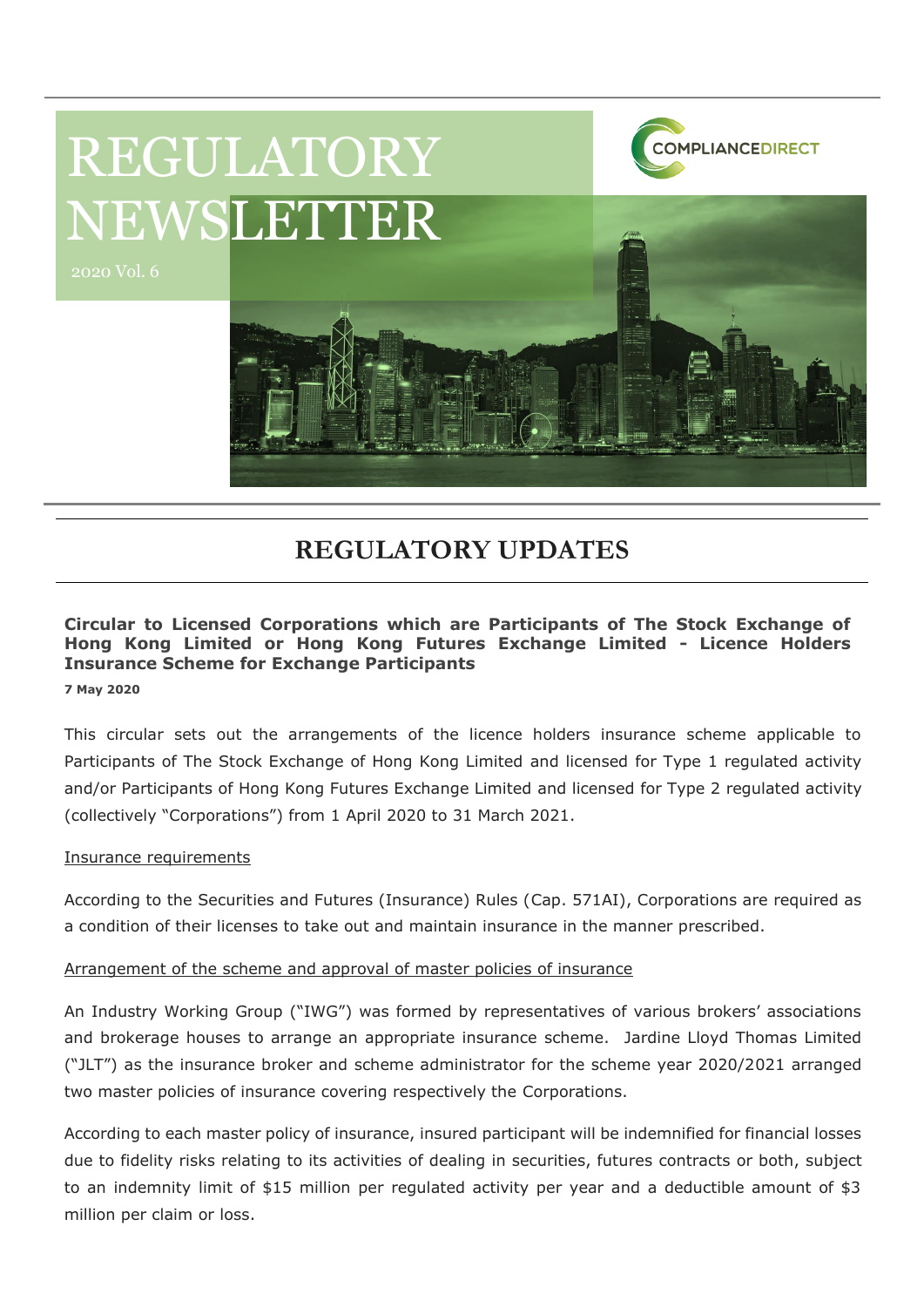# REGULATORY NEWSLETTER

2020 Vol. 6

COMPLIANCEDIRECT

## REGULATORY UPDATES

### Circular to Licensed Corporations which are Participants of The Stock Exchange of Hong Kong Limited or Hong Kong Futures Exchange Limited - Licence Holders Insurance Scheme for Exchange Participants

**7 May 2020**

This circular sets out the arrangements of the licence holders insurance scheme applicable to Participants of The Stock Exchange of Hong Kong Limited and licensed for Type 1 regulated activity and/or Participants of Hong Kong Futures Exchange Limited and licensed for Type 2 regulated activity (collectively "Corporations") from 1 April 2020 to 31 March 2021.

Insurance requirements

According to the Securities and Futures (Insurance) Rules (Cap. 571AI), Corporations are required as a condition of their licenses to take out and maintain insurance in the manner prescribed.

Arrangement of the scheme and approval of master policies of insurance

An Industry Working Group ("IWG") was formed by representatives of various brokers' associations and brokerage houses to arrange an appropriate insurance scheme. Jardine Lloyd Thomas Limited ("JLT") as the insurance broker and scheme administrator for the scheme year 2020/2021 arranged two master policies of insurance covering respectively the Corporations.

According to each master policy of insurance, insured participant will be indemnified for financial losses due to fidelity risks relating to its activities of dealing in securities, futures contracts or both, subject to an indemnity limit of $15 million per regulated activity per year and a deductible amount of $3 million per claim or loss.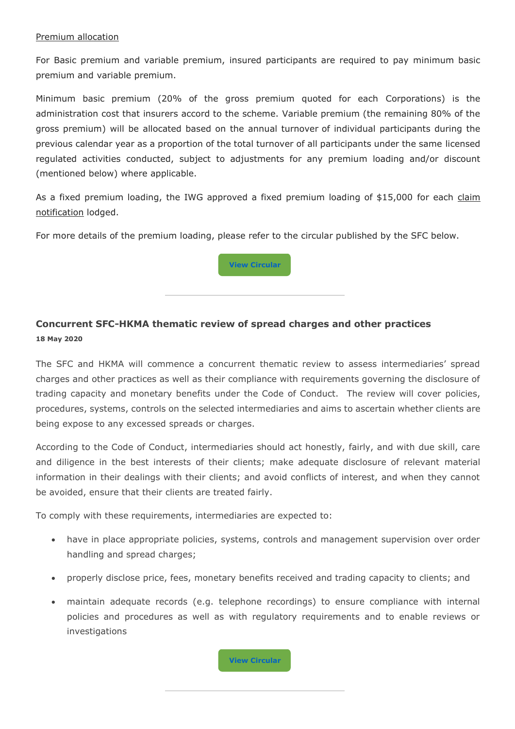Premium allocation

For Basic premium and variable premium, insured participants are required to pay minimum basic premium and variable premium.

Minimum basic premium (20% of the gross premium quoted for each Corporations) is the administration cost that insurers accord to the scheme. Variable premium (the remaining 80% of the gross premium) will be allocated based on the annual turnover of individual participants during the previous calendar year as a proportion of the total turnover of all participants under the same licensed regulated activities conducted, subject to adjustments for any premium loading and/or discount (mentioned below) where applicable.

As a fixed premium loading, the IWG approved a fixed premium loading of $15,000 for each claim notification lodged.

For more details of the premium loading, please refer to the circular published by the SFC below.

View Circular

---

### Concurrent SFC-HKMA thematic review of spread charges and other practices

**18 May 2020**

The SFC and HKMA will commence a concurrent thematic review to assess intermediaries' spread charges and other practices as well as their compliance with requirements governing the disclosure of trading capacity and monetary benefits under the Code of Conduct. The review will cover policies, procedures, systems, controls on the selected intermediaries and aims to ascertain whether clients are being expose to any excessed spreads or charges.

According to the Code of Conduct, intermediaries should act honestly, fairly, and with due skill, care and diligence in the best interests of their clients; make adequate disclosure of relevant material information in their dealings with their clients; and avoid conflicts of interest, and when they cannot be avoided, ensure that their clients are treated fairly.

To comply with these requirements, intermediaries are expected to:

- have in place appropriate policies, systems, controls and management supervision over order handling and spread charges;
- properly disclose price, fees, monetary benefits received and trading capacity to clients; and
- maintain adequate records (e.g. telephone recordings) to ensure compliance with internal policies and procedures as well as with regulatory requirements and to enable reviews or investigations

View Circular

---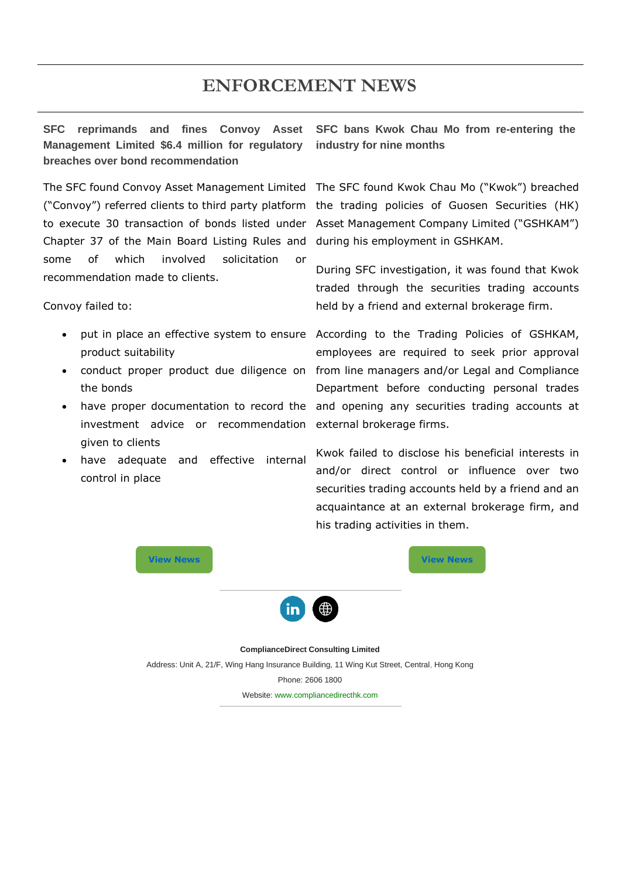# ENFORCEMENT NEWS

**SFC reprimands and fines Convoy Asset Management Limited $6.4 million for regulatory breaches over bond recommendation**

The SFC found Convoy Asset Management Limited ("Convoy") referred clients to third party platform to execute 30 transaction of bonds listed under Chapter 37 of the Main Board Listing Rules and some of which involved solicitation or recommendation made to clients.

Convoy failed to:

- put in place an effective system to ensure product suitability
- conduct proper product due diligence on the bonds
- have proper documentation to record the investment advice or recommendation given to clients
- have adequate and effective internal control in place

View News

**SFC bans Kwok Chau Mo from re-entering the industry for nine months**

The SFC found Kwok Chau Mo ("Kwok") breached the trading policies of Guosen Securities (HK) Asset Management Company Limited ("GSHKAM") during his employment in GSHKAM.

During SFC investigation, it was found that Kwok traded through the securities trading accounts held by a friend and external brokerage firm.

According to the Trading Policies of GSHKAM, employees are required to seek prior approval from line managers and/or Legal and Compliance Department before conducting personal trades and opening any securities trading accounts at external brokerage firms.

Kwok failed to disclose his beneficial interests in and/or direct control or influence over two securities trading accounts held by a friend and an acquaintance at an external brokerage firm, and his trading activities in them.

View News

**ComplianceDirect Consulting Limited**

Address: Unit A, 21/F, Wing Hang Insurance Building, 11 Wing Kut Street, Central, Hong Kong

Phone: 2606 1800

Website: www.compliancedirecthk.com